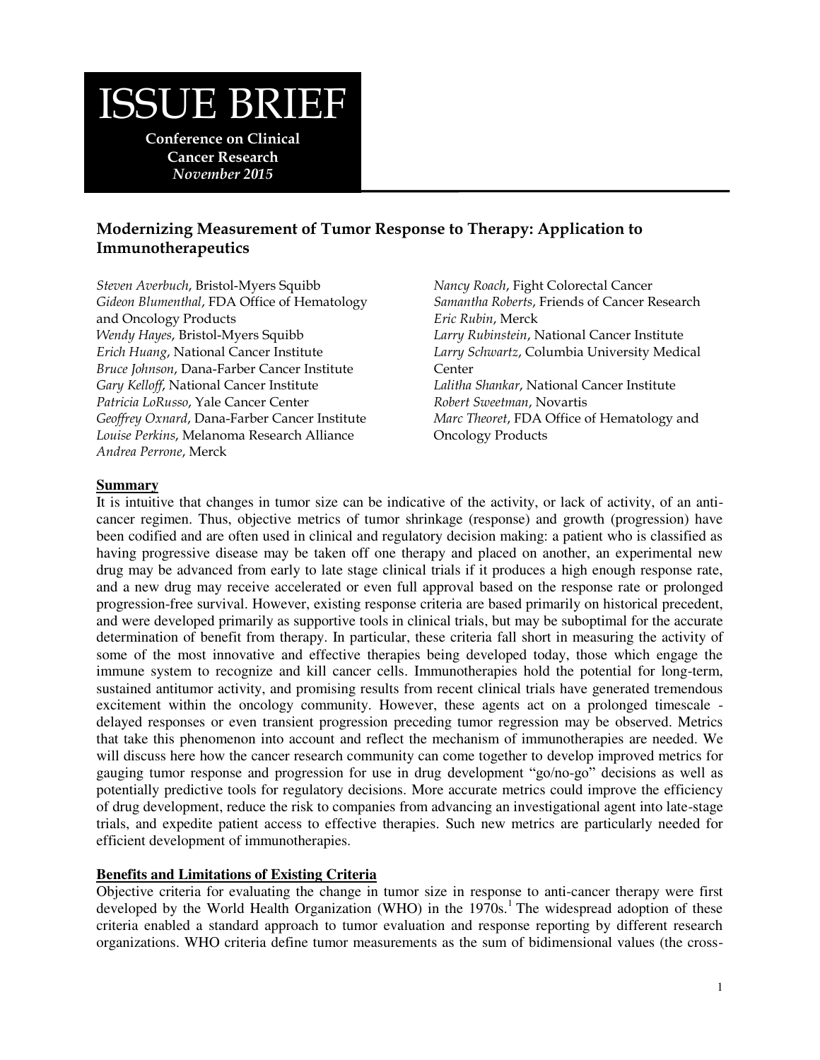# ISSUE BRIEF

**Conference on Clinical Cancer Research**
***November 2015***

## Modernizing Measurement of Tumor Response to Therapy: Application to Immunotherapeutics

*Steven Averbuch*, Bristol-Myers Squibb
*Gideon Blumenthal*, FDA Office of Hematology and Oncology Products
*Wendy Hayes*, Bristol-Myers Squibb
*Erich Huang*, National Cancer Institute
*Bruce Johnson*, Dana-Farber Cancer Institute
*Gary Kelloff*, National Cancer Institute
*Patricia LoRusso*, Yale Cancer Center
*Geoffrey Oxnard*, Dana-Farber Cancer Institute
*Louise Perkins*, Melanoma Research Alliance
*Andrea Perrone*, Merck
*Nancy Roach*, Fight Colorectal Cancer
*Samantha Roberts*, Friends of Cancer Research
*Eric Rubin*, Merck
*Larry Rubinstein*, National Cancer Institute
*Larry Schwartz*, Columbia University Medical Center
*Lalitha Shankar*, National Cancer Institute
*Robert Sweetman*, Novartis
*Marc Theoret*, FDA Office of Hematology and Oncology Products

### Summary

It is intuitive that changes in tumor size can be indicative of the activity, or lack of activity, of an anti-cancer regimen. Thus, objective metrics of tumor shrinkage (response) and growth (progression) have been codified and are often used in clinical and regulatory decision making: a patient who is classified as having progressive disease may be taken off one therapy and placed on another, an experimental new drug may be advanced from early to late stage clinical trials if it produces a high enough response rate, and a new drug may receive accelerated or even full approval based on the response rate or prolonged progression-free survival. However, existing response criteria are based primarily on historical precedent, and were developed primarily as supportive tools in clinical trials, but may be suboptimal for the accurate determination of benefit from therapy. In particular, these criteria fall short in measuring the activity of some of the most innovative and effective therapies being developed today, those which engage the immune system to recognize and kill cancer cells. Immunotherapies hold the potential for long-term, sustained antitumor activity, and promising results from recent clinical trials have generated tremendous excitement within the oncology community. However, these agents act on a prolonged timescale - delayed responses or even transient progression preceding tumor regression may be observed. Metrics that take this phenomenon into account and reflect the mechanism of immunotherapies are needed. We will discuss here how the cancer research community can come together to develop improved metrics for gauging tumor response and progression for use in drug development "go/no-go" decisions as well as potentially predictive tools for regulatory decisions. More accurate metrics could improve the efficiency of drug development, reduce the risk to companies from advancing an investigational agent into late-stage trials, and expedite patient access to effective therapies. Such new metrics are particularly needed for efficient development of immunotherapies.

### Benefits and Limitations of Existing Criteria

Objective criteria for evaluating the change in tumor size in response to anti-cancer therapy were first developed by the World Health Organization (WHO) in the 1970s.[1] The widespread adoption of these criteria enabled a standard approach to tumor evaluation and response reporting by different research organizations. WHO criteria define tumor measurements as the sum of bidimensional values (the cross-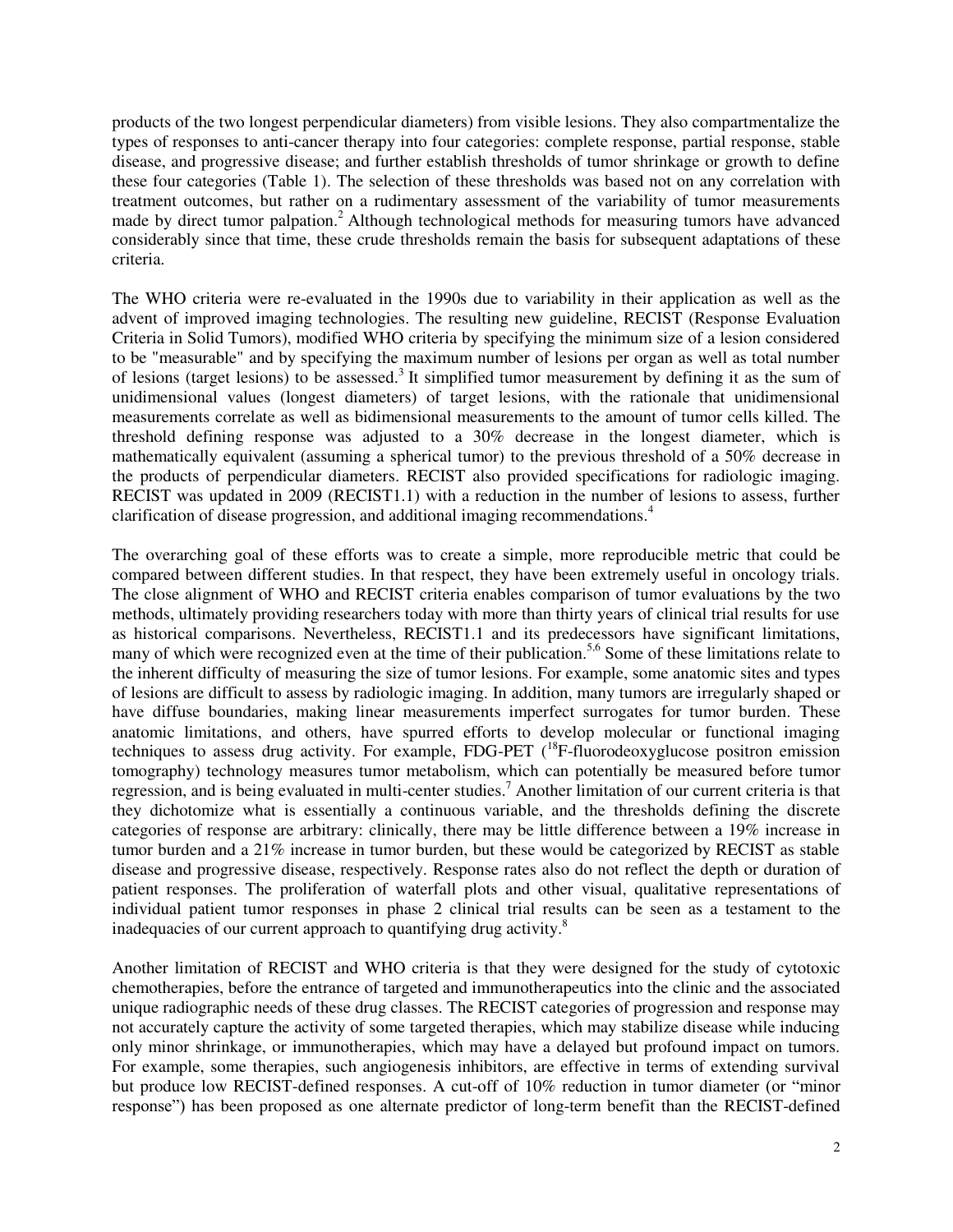products of the two longest perpendicular diameters) from visible lesions. They also compartmentalize the types of responses to anti-cancer therapy into four categories: complete response, partial response, stable disease, and progressive disease; and further establish thresholds of tumor shrinkage or growth to define these four categories (Table 1). The selection of these thresholds was based not on any correlation with treatment outcomes, but rather on a rudimentary assessment of the variability of tumor measurements made by direct tumor palpation.[2] Although technological methods for measuring tumors have advanced considerably since that time, these crude thresholds remain the basis for subsequent adaptations of these criteria.

The WHO criteria were re-evaluated in the 1990s due to variability in their application as well as the advent of improved imaging technologies. The resulting new guideline, RECIST (Response Evaluation Criteria in Solid Tumors), modified WHO criteria by specifying the minimum size of a lesion considered to be "measurable" and by specifying the maximum number of lesions per organ as well as total number of lesions (target lesions) to be assessed.[3] It simplified tumor measurement by defining it as the sum of unidimensional values (longest diameters) of target lesions, with the rationale that unidimensional measurements correlate as well as bidimensional measurements to the amount of tumor cells killed. The threshold defining response was adjusted to a 30% decrease in the longest diameter, which is mathematically equivalent (assuming a spherical tumor) to the previous threshold of a 50% decrease in the products of perpendicular diameters. RECIST also provided specifications for radiologic imaging. RECIST was updated in 2009 (RECIST1.1) with a reduction in the number of lesions to assess, further clarification of disease progression, and additional imaging recommendations.[4]

The overarching goal of these efforts was to create a simple, more reproducible metric that could be compared between different studies. In that respect, they have been extremely useful in oncology trials. The close alignment of WHO and RECIST criteria enables comparison of tumor evaluations by the two methods, ultimately providing researchers today with more than thirty years of clinical trial results for use as historical comparisons. Nevertheless, RECIST1.1 and its predecessors have significant limitations, many of which were recognized even at the time of their publication.[5,6] Some of these limitations relate to the inherent difficulty of measuring the size of tumor lesions. For example, some anatomic sites and types of lesions are difficult to assess by radiologic imaging. In addition, many tumors are irregularly shaped or have diffuse boundaries, making linear measurements imperfect surrogates for tumor burden. These anatomic limitations, and others, have spurred efforts to develop molecular or functional imaging techniques to assess drug activity. For example, FDG-PET ($^{18}$F-fluorodeoxyglucose positron emission tomography) technology measures tumor metabolism, which can potentially be measured before tumor regression, and is being evaluated in multi-center studies.[7] Another limitation of our current criteria is that they dichotomize what is essentially a continuous variable, and the thresholds defining the discrete categories of response are arbitrary: clinically, there may be little difference between a 19% increase in tumor burden and a 21% increase in tumor burden, but these would be categorized by RECIST as stable disease and progressive disease, respectively. Response rates also do not reflect the depth or duration of patient responses. The proliferation of waterfall plots and other visual, qualitative representations of individual patient tumor responses in phase 2 clinical trial results can be seen as a testament to the inadequacies of our current approach to quantifying drug activity.[8]

Another limitation of RECIST and WHO criteria is that they were designed for the study of cytotoxic chemotherapies, before the entrance of targeted and immunotherapeutics into the clinic and the associated unique radiographic needs of these drug classes. The RECIST categories of progression and response may not accurately capture the activity of some targeted therapies, which may stabilize disease while inducing only minor shrinkage, or immunotherapies, which may have a delayed but profound impact on tumors. For example, some therapies, such angiogenesis inhibitors, are effective in terms of extending survival but produce low RECIST-defined responses. A cut-off of 10% reduction in tumor diameter (or "minor response") has been proposed as one alternate predictor of long-term benefit than the RECIST-defined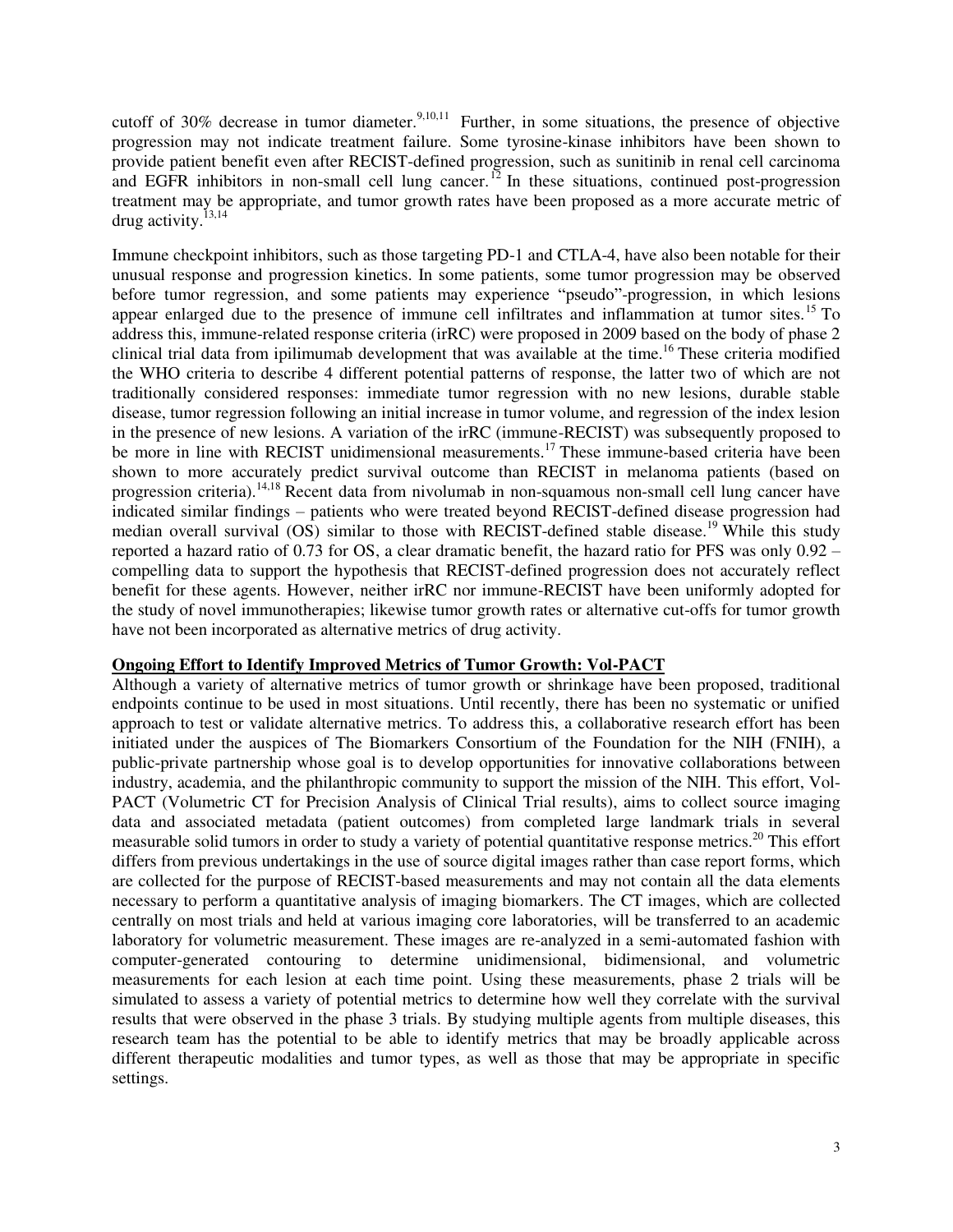cutoff of 30% decrease in tumor diameter.[9,10,11] Further, in some situations, the presence of objective progression may not indicate treatment failure. Some tyrosine-kinase inhibitors have been shown to provide patient benefit even after RECIST-defined progression, such as sunitinib in renal cell carcinoma and EGFR inhibitors in non-small cell lung cancer.[12] In these situations, continued post-progression treatment may be appropriate, and tumor growth rates have been proposed as a more accurate metric of drug activity.[13,14]

Immune checkpoint inhibitors, such as those targeting PD-1 and CTLA-4, have also been notable for their unusual response and progression kinetics. In some patients, some tumor progression may be observed before tumor regression, and some patients may experience "pseudo"-progression, in which lesions appear enlarged due to the presence of immune cell infiltrates and inflammation at tumor sites.[15] To address this, immune-related response criteria (irRC) were proposed in 2009 based on the body of phase 2 clinical trial data from ipilimumab development that was available at the time.[16] These criteria modified the WHO criteria to describe 4 different potential patterns of response, the latter two of which are not traditionally considered responses: immediate tumor regression with no new lesions, durable stable disease, tumor regression following an initial increase in tumor volume, and regression of the index lesion in the presence of new lesions. A variation of the irRC (immune-RECIST) was subsequently proposed to be more in line with RECIST unidimensional measurements.[17] These immune-based criteria have been shown to more accurately predict survival outcome than RECIST in melanoma patients (based on progression criteria).[14,18] Recent data from nivolumab in non-squamous non-small cell lung cancer have indicated similar findings – patients who were treated beyond RECIST-defined disease progression had median overall survival (OS) similar to those with RECIST-defined stable disease.[19] While this study reported a hazard ratio of 0.73 for OS, a clear dramatic benefit, the hazard ratio for PFS was only 0.92 – compelling data to support the hypothesis that RECIST-defined progression does not accurately reflect benefit for these agents. However, neither irRC nor immune-RECIST have been uniformly adopted for the study of novel immunotherapies; likewise tumor growth rates or alternative cut-offs for tumor growth have not been incorporated as alternative metrics of drug activity.

**Ongoing Effort to Identify Improved Metrics of Tumor Growth: Vol-PACT**

Although a variety of alternative metrics of tumor growth or shrinkage have been proposed, traditional endpoints continue to be used in most situations. Until recently, there has been no systematic or unified approach to test or validate alternative metrics. To address this, a collaborative research effort has been initiated under the auspices of The Biomarkers Consortium of the Foundation for the NIH (FNIH), a public-private partnership whose goal is to develop opportunities for innovative collaborations between industry, academia, and the philanthropic community to support the mission of the NIH. This effort, Vol-PACT (Volumetric CT for Precision Analysis of Clinical Trial results), aims to collect source imaging data and associated metadata (patient outcomes) from completed large landmark trials in several measurable solid tumors in order to study a variety of potential quantitative response metrics.[20] This effort differs from previous undertakings in the use of source digital images rather than case report forms, which are collected for the purpose of RECIST-based measurements and may not contain all the data elements necessary to perform a quantitative analysis of imaging biomarkers. The CT images, which are collected centrally on most trials and held at various imaging core laboratories, will be transferred to an academic laboratory for volumetric measurement. These images are re-analyzed in a semi-automated fashion with computer-generated contouring to determine unidimensional, bidimensional, and volumetric measurements for each lesion at each time point. Using these measurements, phase 2 trials will be simulated to assess a variety of potential metrics to determine how well they correlate with the survival results that were observed in the phase 3 trials. By studying multiple agents from multiple diseases, this research team has the potential to be able to identify metrics that may be broadly applicable across different therapeutic modalities and tumor types, as well as those that may be appropriate in specific settings.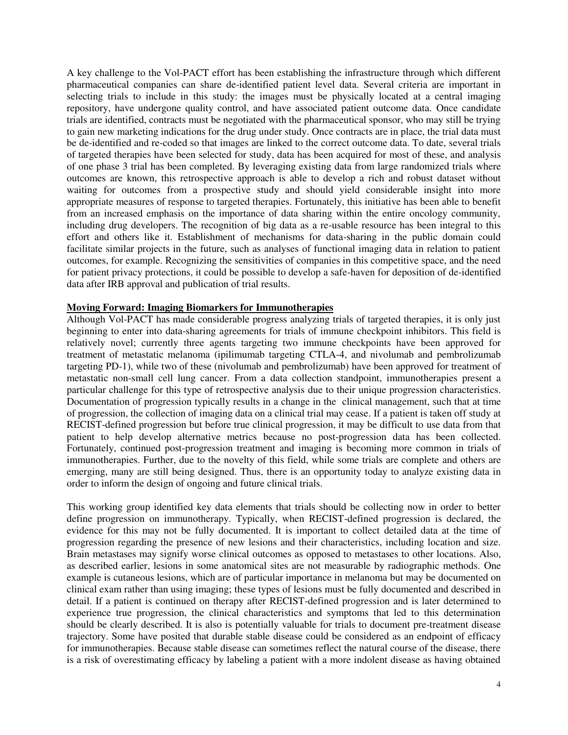A key challenge to the Vol-PACT effort has been establishing the infrastructure through which different pharmaceutical companies can share de-identified patient level data. Several criteria are important in selecting trials to include in this study: the images must be physically located at a central imaging repository, have undergone quality control, and have associated patient outcome data. Once candidate trials are identified, contracts must be negotiated with the pharmaceutical sponsor, who may still be trying to gain new marketing indications for the drug under study. Once contracts are in place, the trial data must be de-identified and re-coded so that images are linked to the correct outcome data. To date, several trials of targeted therapies have been selected for study, data has been acquired for most of these, and analysis of one phase 3 trial has been completed. By leveraging existing data from large randomized trials where outcomes are known, this retrospective approach is able to develop a rich and robust dataset without waiting for outcomes from a prospective study and should yield considerable insight into more appropriate measures of response to targeted therapies. Fortunately, this initiative has been able to benefit from an increased emphasis on the importance of data sharing within the entire oncology community, including drug developers. The recognition of big data as a re-usable resource has been integral to this effort and others like it. Establishment of mechanisms for data-sharing in the public domain could facilitate similar projects in the future, such as analyses of functional imaging data in relation to patient outcomes, for example. Recognizing the sensitivities of companies in this competitive space, and the need for patient privacy protections, it could be possible to develop a safe-haven for deposition of de-identified data after IRB approval and publication of trial results.

## Moving Forward: Imaging Biomarkers for Immunotherapies

Although Vol-PACT has made considerable progress analyzing trials of targeted therapies, it is only just beginning to enter into data-sharing agreements for trials of immune checkpoint inhibitors. This field is relatively novel; currently three agents targeting two immune checkpoints have been approved for treatment of metastatic melanoma (ipilimumab targeting CTLA-4, and nivolumab and pembrolizumab targeting PD-1), while two of these (nivolumab and pembrolizumab) have been approved for treatment of metastatic non-small cell lung cancer. From a data collection standpoint, immunotherapies present a particular challenge for this type of retrospective analysis due to their unique progression characteristics. Documentation of progression typically results in a change in the clinical management, such that at time of progression, the collection of imaging data on a clinical trial may cease. If a patient is taken off study at RECIST-defined progression but before true clinical progression, it may be difficult to use data from that patient to help develop alternative metrics because no post-progression data has been collected. Fortunately, continued post-progression treatment and imaging is becoming more common in trials of immunotherapies. Further, due to the novelty of this field, while some trials are complete and others are emerging, many are still being designed. Thus, there is an opportunity today to analyze existing data in order to inform the design of ongoing and future clinical trials.

This working group identified key data elements that trials should be collecting now in order to better define progression on immunotherapy. Typically, when RECIST-defined progression is declared, the evidence for this may not be fully documented. It is important to collect detailed data at the time of progression regarding the presence of new lesions and their characteristics, including location and size. Brain metastases may signify worse clinical outcomes as opposed to metastases to other locations. Also, as described earlier, lesions in some anatomical sites are not measurable by radiographic methods. One example is cutaneous lesions, which are of particular importance in melanoma but may be documented on clinical exam rather than using imaging; these types of lesions must be fully documented and described in detail. If a patient is continued on therapy after RECIST-defined progression and is later determined to experience true progression, the clinical characteristics and symptoms that led to this determination should be clearly described. It is also is potentially valuable for trials to document pre-treatment disease trajectory. Some have posited that durable stable disease could be considered as an endpoint of efficacy for immunotherapies. Because stable disease can sometimes reflect the natural course of the disease, there is a risk of overestimating efficacy by labeling a patient with a more indolent disease as having obtained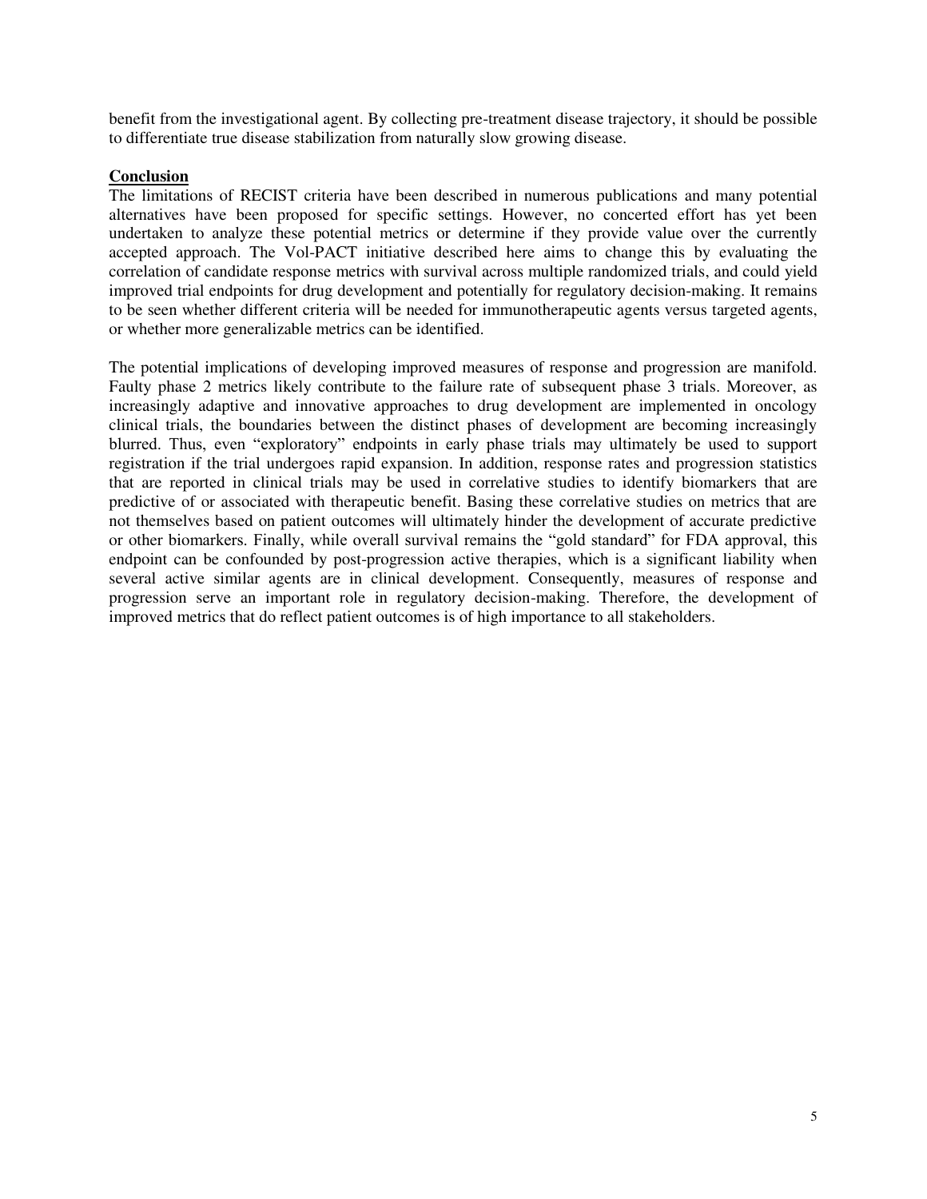benefit from the investigational agent. By collecting pre-treatment disease trajectory, it should be possible to differentiate true disease stabilization from naturally slow growing disease.

## Conclusion

The limitations of RECIST criteria have been described in numerous publications and many potential alternatives have been proposed for specific settings. However, no concerted effort has yet been undertaken to analyze these potential metrics or determine if they provide value over the currently accepted approach. The Vol-PACT initiative described here aims to change this by evaluating the correlation of candidate response metrics with survival across multiple randomized trials, and could yield improved trial endpoints for drug development and potentially for regulatory decision-making. It remains to be seen whether different criteria will be needed for immunotherapeutic agents versus targeted agents, or whether more generalizable metrics can be identified.

The potential implications of developing improved measures of response and progression are manifold. Faulty phase 2 metrics likely contribute to the failure rate of subsequent phase 3 trials. Moreover, as increasingly adaptive and innovative approaches to drug development are implemented in oncology clinical trials, the boundaries between the distinct phases of development are becoming increasingly blurred. Thus, even "exploratory" endpoints in early phase trials may ultimately be used to support registration if the trial undergoes rapid expansion. In addition, response rates and progression statistics that are reported in clinical trials may be used in correlative studies to identify biomarkers that are predictive of or associated with therapeutic benefit. Basing these correlative studies on metrics that are not themselves based on patient outcomes will ultimately hinder the development of accurate predictive or other biomarkers. Finally, while overall survival remains the "gold standard" for FDA approval, this endpoint can be confounded by post-progression active therapies, which is a significant liability when several active similar agents are in clinical development. Consequently, measures of response and progression serve an important role in regulatory decision-making. Therefore, the development of improved metrics that do reflect patient outcomes is of high importance to all stakeholders.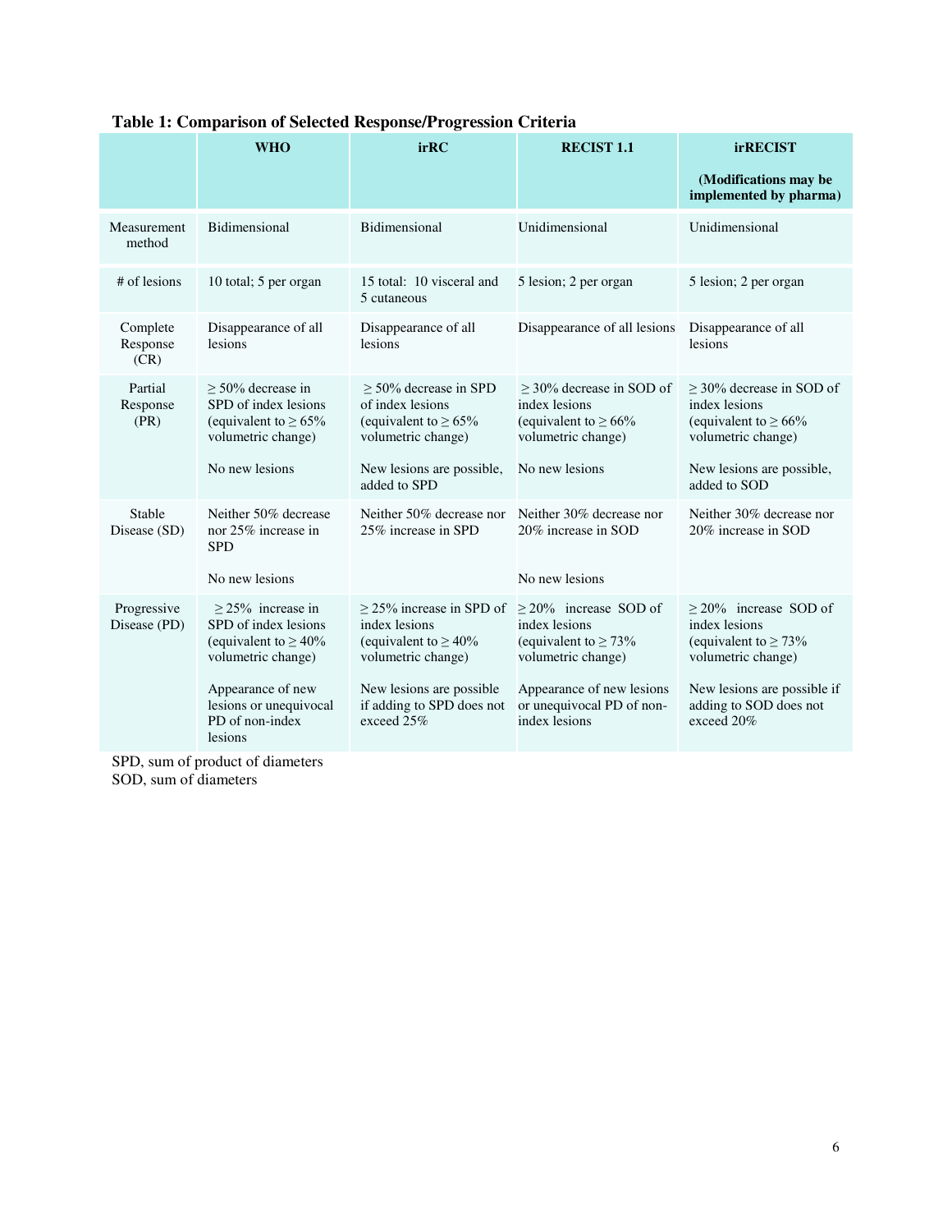**Table 1: Comparison of Selected Response/Progression Criteria**

| | WHO | irRC | RECIST 1.1 | irRECIST (Modifications may be implemented by pharma) |
|---|---|---|---|---|
| Measurement method | Bidimensional | Bidimensional | Unidimensional | Unidimensional |
| # of lesions | 10 total; 5 per organ | 15 total: 10 visceral and 5 cutaneous | 5 lesion; 2 per organ | 5 lesion; 2 per organ |
| Complete Response (CR) | Disappearance of all lesions | Disappearance of all lesions | Disappearance of all lesions | Disappearance of all lesions |
| Partial Response (PR) | ≥ 50% decrease in SPD of index lesions (equivalent to ≥ 65% volumetric change)<br><br>No new lesions | ≥ 50% decrease in SPD of index lesions (equivalent to ≥ 65% volumetric change)<br><br>New lesions are possible, added to SPD | ≥ 30% decrease in SOD of index lesions (equivalent to ≥ 66% volumetric change)<br><br>No new lesions | ≥ 30% decrease in SOD of index lesions (equivalent to ≥ 66% volumetric change)<br><br>New lesions are possible, added to SOD |
| Stable Disease (SD) | Neither 50% decrease nor 25% increase in SPD<br><br>No new lesions | Neither 50% decrease nor 25% increase in SPD | Neither 30% decrease nor 20% increase in SOD<br><br>No new lesions | Neither 30% decrease nor 20% increase in SOD |
| Progressive Disease (PD) | ≥ 25% increase in SPD of index lesions (equivalent to ≥ 40% volumetric change)<br><br>Appearance of new lesions or unequivocal PD of non-index lesions | ≥ 25% increase in SPD of index lesions (equivalent to ≥ 40% volumetric change)<br><br>New lesions are possible if adding to SPD does not exceed 25% | ≥ 20% increase SOD of index lesions (equivalent to ≥ 73% volumetric change)<br><br>Appearance of new lesions or unequivocal PD of non-index lesions | ≥ 20% increase SOD of index lesions (equivalent to ≥ 73% volumetric change)<br><br>New lesions are possible if adding to SOD does not exceed 20% |

SPD, sum of product of diameters
SOD, sum of diameters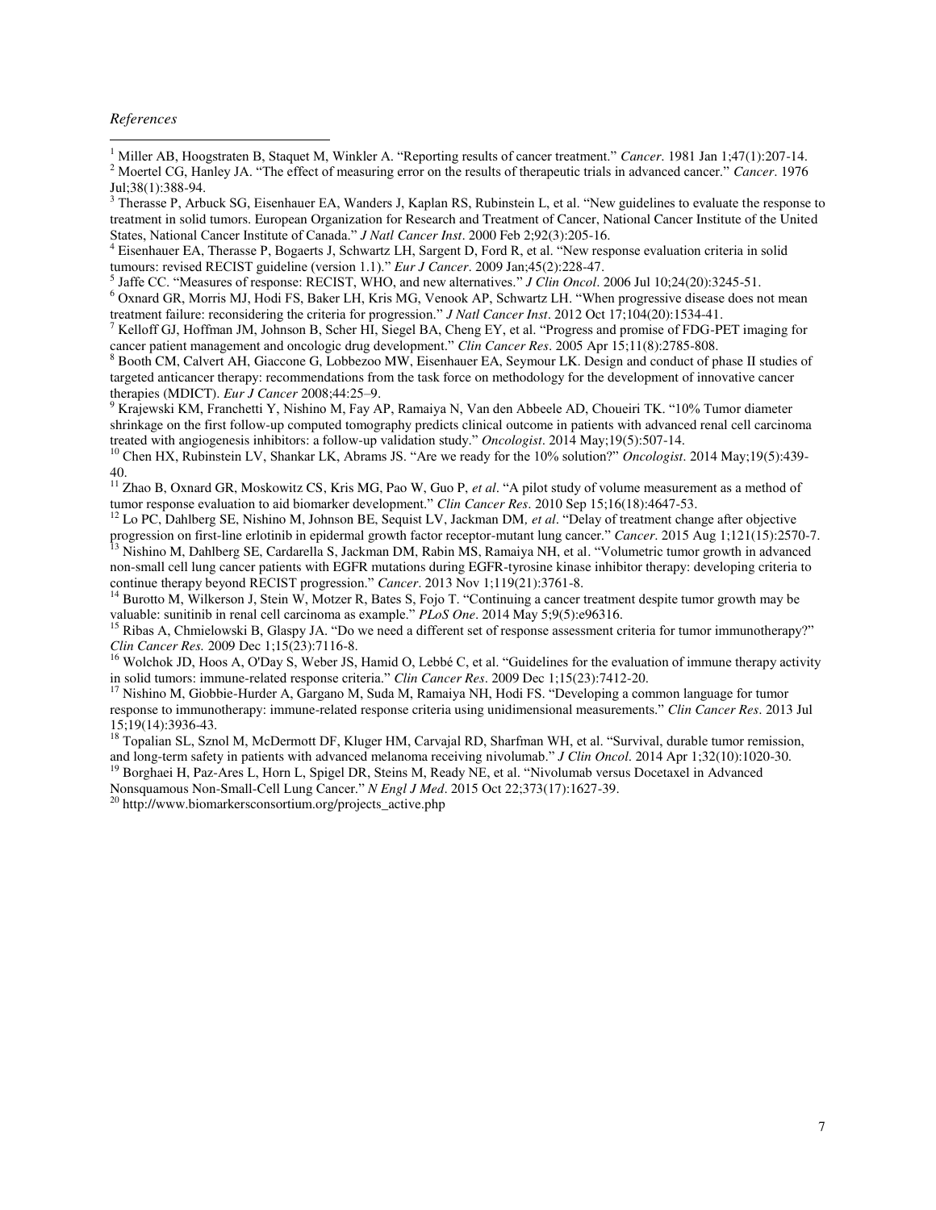*References*

[1] Miller AB, Hoogstraten B, Staquet M, Winkler A. "Reporting results of cancer treatment." *Cancer*. 1981 Jan 1;47(1):207-14.

[2] Moertel CG, Hanley JA. "The effect of measuring error on the results of therapeutic trials in advanced cancer." *Cancer*. 1976 Jul;38(1):388-94.

[3] Therasse P, Arbuck SG, Eisenhauer EA, Wanders J, Kaplan RS, Rubinstein L, et al. "New guidelines to evaluate the response to treatment in solid tumors. European Organization for Research and Treatment of Cancer, National Cancer Institute of the United States, National Cancer Institute of Canada." *J Natl Cancer Inst*. 2000 Feb 2;92(3):205-16.

[4] Eisenhauer EA, Therasse P, Bogaerts J, Schwartz LH, Sargent D, Ford R, et al. "New response evaluation criteria in solid tumours: revised RECIST guideline (version 1.1)." *Eur J Cancer*. 2009 Jan;45(2):228-47.

[5] Jaffe CC. "Measures of response: RECIST, WHO, and new alternatives." *J Clin Oncol*. 2006 Jul 10;24(20):3245-51.

[6] Oxnard GR, Morris MJ, Hodi FS, Baker LH, Kris MG, Venook AP, Schwartz LH. "When progressive disease does not mean treatment failure: reconsidering the criteria for progression." *J Natl Cancer Inst*. 2012 Oct 17;104(20):1534-41.

[7] Kelloff GJ, Hoffman JM, Johnson B, Scher HI, Siegel BA, Cheng EY, et al. "Progress and promise of FDG-PET imaging for cancer patient management and oncologic drug development." *Clin Cancer Res*. 2005 Apr 15;11(8):2785-808.

[8] Booth CM, Calvert AH, Giaccone G, Lobbezoo MW, Eisenhauer EA, Seymour LK. Design and conduct of phase II studies of targeted anticancer therapy: recommendations from the task force on methodology for the development of innovative cancer therapies (MDICT). *Eur J Cancer* 2008;44:25–9.

[9] Krajewski KM, Franchetti Y, Nishino M, Fay AP, Ramaiya N, Van den Abbeele AD, Choueiri TK. "10% Tumor diameter shrinkage on the first follow-up computed tomography predicts clinical outcome in patients with advanced renal cell carcinoma treated with angiogenesis inhibitors: a follow-up validation study." *Oncologist*. 2014 May;19(5):507-14.

[10] Chen HX, Rubinstein LV, Shankar LK, Abrams JS. "Are we ready for the 10% solution?" *Oncologist*. 2014 May;19(5):439-40.

[11] Zhao B, Oxnard GR, Moskowitz CS, Kris MG, Pao W, Guo P, *et al*. "A pilot study of volume measurement as a method of tumor response evaluation to aid biomarker development." *Clin Cancer Res*. 2010 Sep 15;16(18):4647-53.

[12] Lo PC, Dahlberg SE, Nishino M, Johnson BE, Sequist LV, Jackman DM*, et al*. "Delay of treatment change after objective progression on first-line erlotinib in epidermal growth factor receptor-mutant lung cancer." *Cancer*. 2015 Aug 1;121(15):2570-7.

[13] Nishino M, Dahlberg SE, Cardarella S, Jackman DM, Rabin MS, Ramaiya NH, et al. "Volumetric tumor growth in advanced non-small cell lung cancer patients with EGFR mutations during EGFR-tyrosine kinase inhibitor therapy: developing criteria to continue therapy beyond RECIST progression." *Cancer*. 2013 Nov 1;119(21):3761-8.

[14] Burotto M, Wilkerson J, Stein W, Motzer R, Bates S, Fojo T. "Continuing a cancer treatment despite tumor growth may be valuable: sunitinib in renal cell carcinoma as example." *PLoS One*. 2014 May 5;9(5):e96316.

[15] Ribas A, Chmielowski B, Glaspy JA. "Do we need a different set of response assessment criteria for tumor immunotherapy?" *Clin Cancer Res.* 2009 Dec 1;15(23):7116-8.

[16] Wolchok JD, Hoos A, O'Day S, Weber JS, Hamid O, Lebbé C, et al. "Guidelines for the evaluation of immune therapy activity in solid tumors: immune-related response criteria." *Clin Cancer Res*. 2009 Dec 1;15(23):7412-20.

[17] Nishino M, Giobbie-Hurder A, Gargano M, Suda M, Ramaiya NH, Hodi FS. "Developing a common language for tumor response to immunotherapy: immune-related response criteria using unidimensional measurements." *Clin Cancer Res*. 2013 Jul 15;19(14):3936-43.

[18] Topalian SL, Sznol M, McDermott DF, Kluger HM, Carvajal RD, Sharfman WH, et al. "Survival, durable tumor remission, and long-term safety in patients with advanced melanoma receiving nivolumab." *J Clin Oncol*. 2014 Apr 1;32(10):1020-30.

[19] Borghaei H, Paz-Ares L, Horn L, Spigel DR, Steins M, Ready NE, et al. "Nivolumab versus Docetaxel in Advanced Nonsquamous Non-Small-Cell Lung Cancer." *N Engl J Med*. 2015 Oct 22;373(17):1627-39.

[20] http://www.biomarkersconsortium.org/projects_active.php